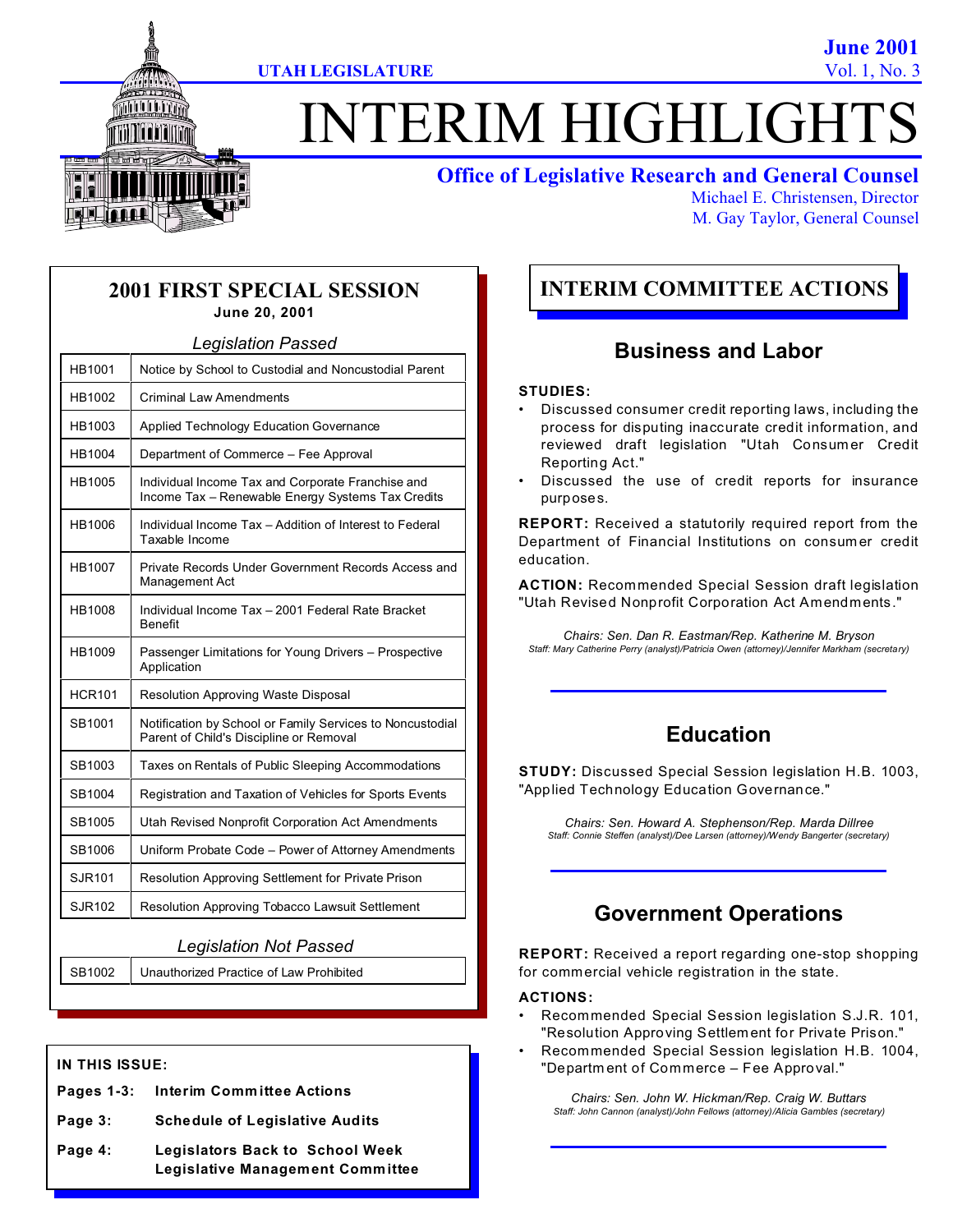UTAH LEGISLATURE

June 2001
Vol. 1, No. 3

# INTERIM HIGHLIGHTS

**Office of Legislative Research and General Counsel**
Michael E. Christensen, Director
M. Gay Taylor, General Counsel

## 2001 FIRST SPECIAL SESSION

**June 20, 2001**

*Legislation Passed*

| Bill | Title |
|---|---|
| HB1001 | Notice by School to Custodial and Noncustodial Parent |
| HB1002 | Criminal Law Amendments |
| HB1003 | Applied Technology Education Governance |
| HB1004 | Department of Commerce – Fee Approval |
| HB1005 | Individual Income Tax and Corporate Franchise and Income Tax – Renewable Energy Systems Tax Credits |
| HB1006 | Individual Income Tax – Addition of Interest to Federal Taxable Income |
| HB1007 | Private Records Under Government Records Access and Management Act |
| HB1008 | Individual Income Tax – 2001 Federal Rate Bracket Benefit |
| HB1009 | Passenger Limitations for Young Drivers – Prospective Application |
| HCR101 | Resolution Approving Waste Disposal |
| SB1001 | Notification by School or Family Services to Noncustodial Parent of Child's Discipline or Removal |
| SB1003 | Taxes on Rentals of Public Sleeping Accommodations |
| SB1004 | Registration and Taxation of Vehicles for Sports Events |
| SB1005 | Utah Revised Nonprofit Corporation Act Amendments |
| SB1006 | Uniform Probate Code – Power of Attorney Amendments |
| SJR101 | Resolution Approving Settlement for Private Prison |
| SJR102 | Resolution Approving Tobacco Lawsuit Settlement |

*Legislation Not Passed*

| Bill | Title |
|---|---|
| SB1002 | Unauthorized Practice of Law Prohibited |

**IN THIS ISSUE:**

- **Pages 1-3:** Interim Committee Actions
- **Page 3:** Schedule of Legislative Audits
- **Page 4:** Legislators Back to School Week; Legislative Management Committee

## INTERIM COMMITTEE ACTIONS

### Business and Labor

**STUDIES:**

- Discussed consumer credit reporting laws, including the process for disputing inaccurate credit information, and reviewed draft legislation "Utah Consumer Credit Reporting Act."
- Discussed the use of credit reports for insurance purposes.

**REPORT:** Received a statutorily required report from the Department of Financial Institutions on consumer credit education.

**ACTION:** Recommended Special Session draft legislation "Utah Revised Nonprofit Corporation Act Amendments."

*Chairs: Sen. Dan R. Eastman/Rep. Katherine M. Bryson*
*Staff: Mary Catherine Perry (analyst)/Patricia Owen (attorney)/Jennifer Markham (secretary)*

### Education

**STUDY:** Discussed Special Session legislation H.B. 1003, "Applied Technology Education Governance."

*Chairs: Sen. Howard A. Stephenson/Rep. Marda Dillree*
*Staff: Connie Steffen (analyst)/Dee Larsen (attorney)/Wendy Bangerter (secretary)*

### Government Operations

**REPORT:** Received a report regarding one-stop shopping for commercial vehicle registration in the state.

**ACTIONS:**

- Recommended Special Session legislation S.J.R. 101, "Resolution Approving Settlement for Private Prison."
- Recommended Special Session legislation H.B. 1004, "Department of Commerce – Fee Approval."

*Chairs: Sen. John W. Hickman/Rep. Craig W. Buttars*
*Staff: John Cannon (analyst)/John Fellows (attorney)/Alicia Gambles (secretary)*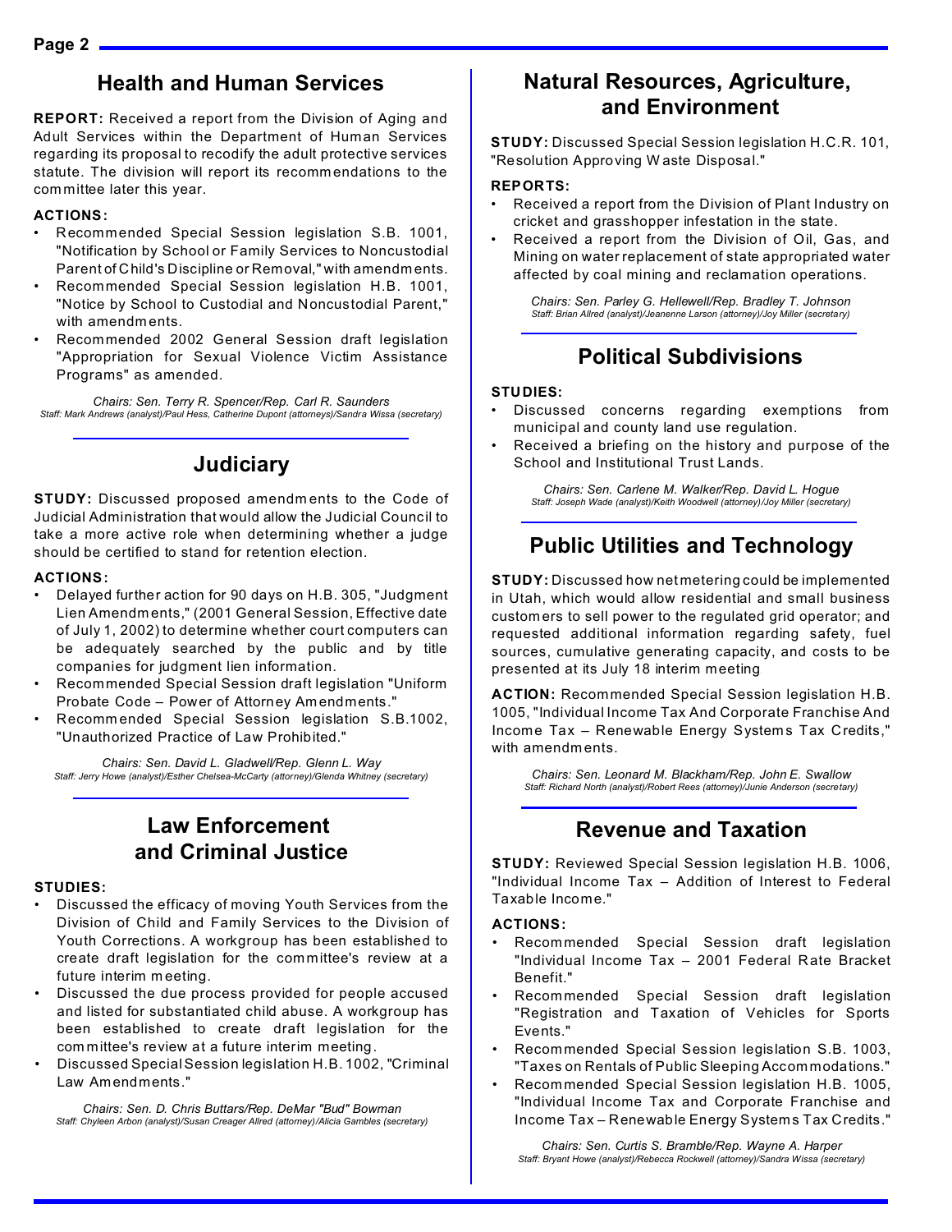## Health and Human Services

**REPORT:** Received a report from the Division of Aging and Adult Services within the Department of Human Services regarding its proposal to recodify the adult protective services statute. The division will report its recommendations to the committee later this year.

**ACTIONS:**

- Recommended Special Session legislation S.B. 1001, "Notification by School or Family Services to Noncustodial Parent of Child's Discipline or Removal," with amendments.
- Recommended Special Session legislation H.B. 1001, "Notice by School to Custodial and Noncustodial Parent," with amendments.
- Recommended 2002 General Session draft legislation "Appropriation for Sexual Violence Victim Assistance Programs" as amended.

*Chairs: Sen. Terry R. Spencer/Rep. Carl R. Saunders*
*Staff: Mark Andrews (analyst)/Paul Hess, Catherine Dupont (attorneys)/Sandra Wissa (secretary)*

## Judiciary

**STUDY:** Discussed proposed amendments to the Code of Judicial Administration that would allow the Judicial Council to take a more active role when determining whether a judge should be certified to stand for retention election.

**ACTIONS:**

- Delayed further action for 90 days on H.B. 305, "Judgment Lien Amendments," (2001 General Session, Effective date of July 1, 2002) to determine whether court computers can be adequately searched by the public and by title companies for judgment lien information.
- Recommended Special Session draft legislation "Uniform Probate Code – Power of Attorney Amendments."
- Recommended Special Session legislation S.B.1002, "Unauthorized Practice of Law Prohibited."

*Chairs: Sen. David L. Gladwell/Rep. Glenn L. Way*
*Staff: Jerry Howe (analyst)/Esther Chelsea-McCarty (attorney)/Glenda Whitney (secretary)*

## Law Enforcement and Criminal Justice

**STUDIES:**

- Discussed the efficacy of moving Youth Services from the Division of Child and Family Services to the Division of Youth Corrections. A workgroup has been established to create draft legislation for the committee's review at a future interim meeting.
- Discussed the due process provided for people accused and listed for substantiated child abuse. A workgroup has been established to create draft legislation for the committee's review at a future interim meeting.
- Discussed Special Session legislation H.B. 1002, "Criminal Law Amendments."

*Chairs: Sen. D. Chris Buttars/Rep. DeMar "Bud" Bowman*
*Staff: Chyleen Arbon (analyst)/Susan Creager Allred (attorney)/Alicia Gambles (secretary)*

## Natural Resources, Agriculture, and Environment

**STUDY:** Discussed Special Session legislation H.C.R. 101, "Resolution Approving Waste Disposal."

**REPORTS:**

- Received a report from the Division of Plant Industry on cricket and grasshopper infestation in the state.
- Received a report from the Division of Oil, Gas, and Mining on water replacement of state appropriated water affected by coal mining and reclamation operations.

*Chairs: Sen. Parley G. Hellewell/Rep. Bradley T. Johnson*
*Staff: Brian Allred (analyst)/Jeanenne Larson (attorney)/Joy Miller (secretary)*

## Political Subdivisions

**STUDIES:**

- Discussed concerns regarding exemptions from municipal and county land use regulation.
- Received a briefing on the history and purpose of the School and Institutional Trust Lands.

*Chairs: Sen. Carlene M. Walker/Rep. David L. Hogue*
*Staff: Joseph Wade (analyst)/Keith Woodwell (attorney)/Joy Miller (secretary)*

## Public Utilities and Technology

**STUDY:** Discussed how net metering could be implemented in Utah, which would allow residential and small business customers to sell power to the regulated grid operator; and requested additional information regarding safety, fuel sources, cumulative generating capacity, and costs to be presented at its July 18 interim meeting

**ACTION:** Recommended Special Session legislation H.B. 1005, "Individual Income Tax And Corporate Franchise And Income Tax – Renewable Energy Systems Tax Credits," with amendments.

*Chairs: Sen. Leonard M. Blackham/Rep. John E. Swallow*
*Staff: Richard North (analyst)/Robert Rees (attorney)/Junie Anderson (secretary)*

## Revenue and Taxation

**STUDY:** Reviewed Special Session legislation H.B. 1006, "Individual Income Tax – Addition of Interest to Federal Taxable Income."

**ACTIONS:**

- Recommended Special Session draft legislation "Individual Income Tax – 2001 Federal Rate Bracket Benefit."
- Recommended Special Session draft legislation "Registration and Taxation of Vehicles for Sports Events."
- Recommended Special Session legislation S.B. 1003, "Taxes on Rentals of Public Sleeping Accommodations."
- Recommended Special Session legislation H.B. 1005, "Individual Income Tax and Corporate Franchise and Income Tax – Renewable Energy Systems Tax Credits."

*Chairs: Sen. Curtis S. Bramble/Rep. Wayne A. Harper*
*Staff: Bryant Howe (analyst)/Rebecca Rockwell (attorney)/Sandra Wissa (secretary)*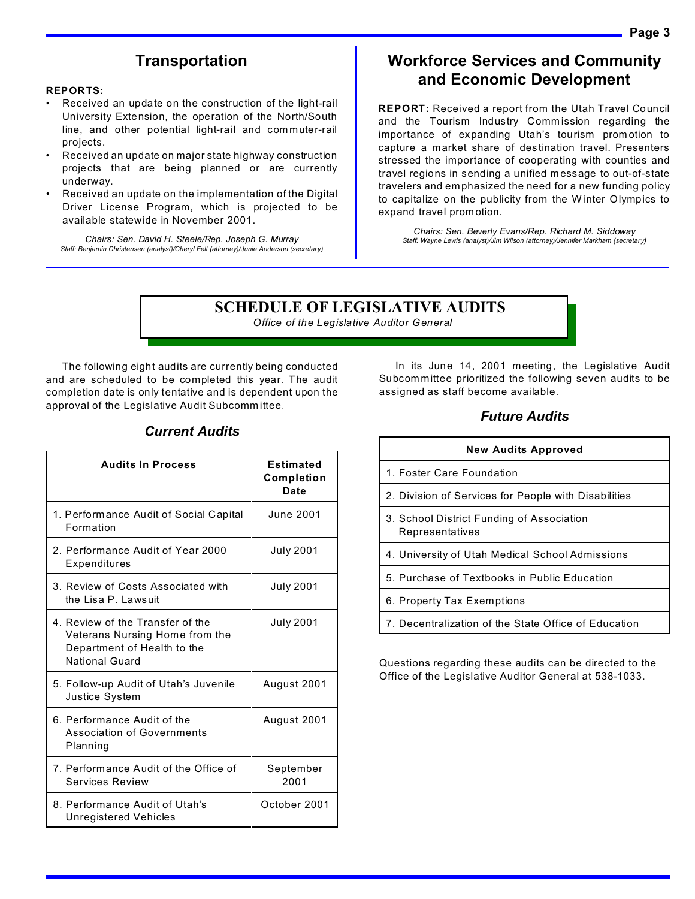## Transportation

**REPORTS:**

- Received an update on the construction of the light-rail University Extension, the operation of the North/South line, and other potential light-rail and commuter-rail projects.
- Received an update on major state highway construction projects that are being planned or are currently underway.
- Received an update on the implementation of the Digital Driver License Program, which is projected to be available statewide in November 2001.

*Chairs: Sen. David H. Steele/Rep. Joseph G. Murray*
*Staff: Benjamin Christensen (analyst)/Cheryl Felt (attorney)/Junie Anderson (secretary)*

## Workforce Services and Community and Economic Development

**REPORT:** Received a report from the Utah Travel Council and the Tourism Industry Commission regarding the importance of expanding Utah's tourism promotion to capture a market share of destination travel. Presenters stressed the importance of cooperating with counties and travel regions in sending a unified message to out-of-state travelers and emphasized the need for a new funding policy to capitalize on the publicity from the Winter Olympics to expand travel promotion.

*Chairs: Sen. Beverly Evans/Rep. Richard M. Siddoway*
*Staff: Wayne Lewis (analyst)/Jim Wilson (attorney)/Jennifer Markham (secretary)*

# SCHEDULE OF LEGISLATIVE AUDITS

*Office of the Legislative Auditor General*

The following eight audits are currently being conducted and are scheduled to be completed this year. The audit completion date is only tentative and is dependent upon the approval of the Legislative Audit Subcommittee.

### *Current Audits*

| Audits In Process | Estimated Completion Date |
|---|---|
| 1. Performance Audit of Social Capital Formation | June 2001 |
| 2. Performance Audit of Year 2000 Expenditures | July 2001 |
| 3. Review of Costs Associated with the Lisa P. Lawsuit | July 2001 |
| 4. Review of the Transfer of the Veterans Nursing Home from the Department of Health to the National Guard | July 2001 |
| 5. Follow-up Audit of Utah's Juvenile Justice System | August 2001 |
| 6. Performance Audit of the Association of Governments Planning | August 2001 |
| 7. Performance Audit of the Office of Services Review | September 2001 |
| 8. Performance Audit of Utah's Unregistered Vehicles | October 2001 |

In its June 14, 2001 meeting, the Legislative Audit Subcommittee prioritized the following seven audits to be assigned as staff become available.

### *Future Audits*

| New Audits Approved |
|---|
| 1. Foster Care Foundation |
| 2. Division of Services for People with Disabilities |
| 3. School District Funding of Association Representatives |
| 4. University of Utah Medical School Admissions |
| 5. Purchase of Textbooks in Public Education |
| 6. Property Tax Exemptions |
| 7. Decentralization of the State Office of Education |

Questions regarding these audits can be directed to the Office of the Legislative Auditor General at 538-1033.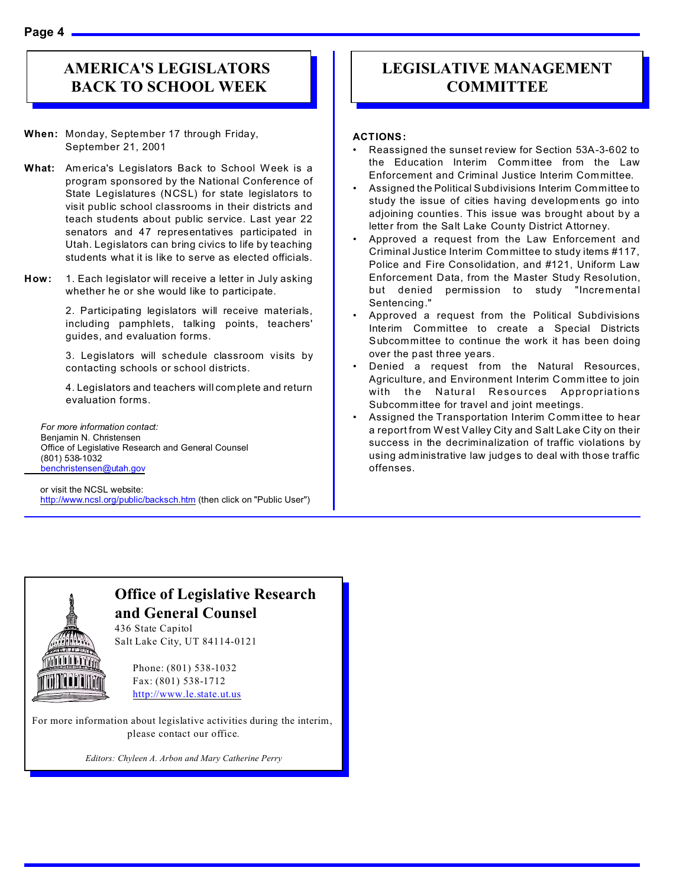## AMERICA'S LEGISLATORS BACK TO SCHOOL WEEK

**When:** Monday, September 17 through Friday, September 21, 2001

**What:** America's Legislators Back to School Week is a program sponsored by the National Conference of State Legislatures (NCSL) for state legislators to visit public school classrooms in their districts and teach students about public service. Last year 22 senators and 47 representatives participated in Utah. Legislators can bring civics to life by teaching students what it is like to serve as elected officials.

**How:** 1. Each legislator will receive a letter in July asking whether he or she would like to participate.

2. Participating legislators will receive materials, including pamphlets, talking points, teachers' guides, and evaluation forms.

3. Legislators will schedule classroom visits by contacting schools or school districts.

4. Legislators and teachers will complete and return evaluation forms.

*For more information contact:*
Benjamin N. Christensen
Office of Legislative Research and General Counsel
(801) 538-1032
benchristensen@utah.gov

or visit the NCSL website:
http://www.ncsl.org/public/backsch.htm (then click on "Public User")

## LEGISLATIVE MANAGEMENT COMMITTEE

**ACTIONS:**

- Reassigned the sunset review for Section 53A-3-602 to the Education Interim Committee from the Law Enforcement and Criminal Justice Interim Committee.
- Assigned the Political Subdivisions Interim Committee to study the issue of cities having developments go into adjoining counties. This issue was brought about by a letter from the Salt Lake County District Attorney.
- Approved a request from the Law Enforcement and Criminal Justice Interim Committee to study items #117, Police and Fire Consolidation, and #121, Uniform Law Enforcement Data, from the Master Study Resolution, but denied permission to study "Incremental Sentencing."
- Approved a request from the Political Subdivisions Interim Committee to create a Special Districts Subcommittee to continue the work it has been doing over the past three years.
- Denied a request from the Natural Resources, Agriculture, and Environment Interim Committee to join with the Natural Resources Appropriations Subcommittee for travel and joint meetings.
- Assigned the Transportation Interim Committee to hear a report from West Valley City and Salt Lake City on their success in the decriminalization of traffic violations by using administrative law judges to deal with those traffic offenses.

## Office of Legislative Research and General Counsel

436 State Capitol
Salt Lake City, UT 84114-0121

Phone: (801) 538-1032
Fax: (801) 538-1712
http://www.le.state.ut.us

For more information about legislative activities during the interim, please contact our office.

*Editors: Chyleen A. Arbon and Mary Catherine Perry*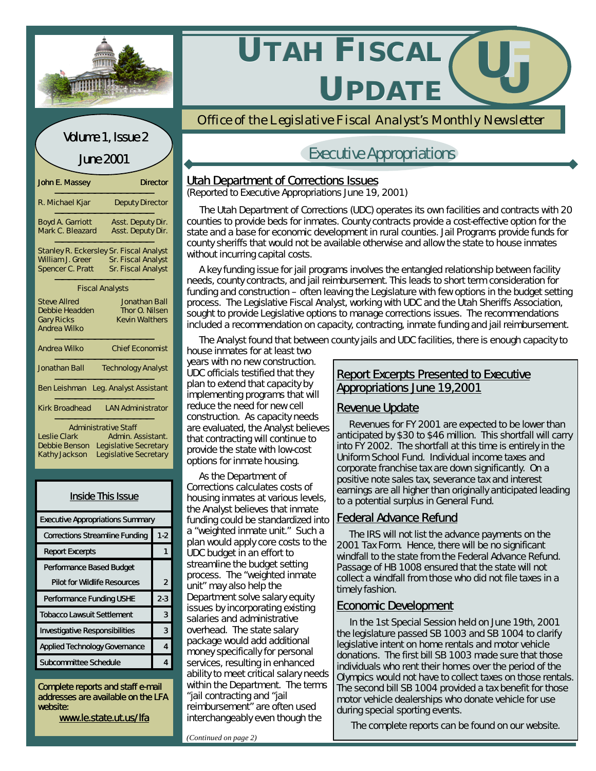# UTAH FISCAL UPDATE

*Office of the Legislative Fiscal Analyst's Monthly Newsletter*

Volume 1, Issue 2

June 2001

| | |
|---|---|
| John E. Massey | Director |
| R. Michael Kjar | Deputy Director |
| Boyd A. Garriott | Asst. Deputy Dir. |
| Mark C. Bleazard | Asst. Deputy Dir. |
| Stanley R. Eckersley | Sr. Fiscal Analyst |
| William J. Greer | Sr. Fiscal Analyst |
| Spencer C. Pratt | Sr. Fiscal Analyst |

Fiscal Analysts

| | |
|---|---|
| Steve Allred | Jonathan Ball |
| Debbie Headden | Thor O. Nilsen |
| Gary Ricks | Kevin Walthers |
| Andrea Wilko | |

| | |
|---|---|
| Andrea Wilko | Chief Economist |
| Jonathan Ball | Technology Analyst |
| Ben Leishman | Leg. Analyst Assistant |
| Kirk Broadhead | LAN Administrator |

Administrative Staff

| | |
|---|---|
| Leslie Clark | Admin. Assistant. |
| Debbie Benson | Legislative Secretary |
| Kathy Jackson | Legislative Secretary |

**Inside This Issue**

| | |
|---|---|
| Executive Appropriations Summary | |
| Corrections Streamline Funding | 1-2 |
| Report Excerpts | 1 |
| Performance Based Budget Pilot for Wildlife Resources | 2 |
| Performance Funding USHE | 2-3 |
| Tobacco Lawsuit Settlement | 3 |
| Investigative Responsibilities | 3 |
| Applied Technology Governance | 4 |
| Subcommittee Schedule | 4 |

**Complete reports and staff e-mail addresses are available on the LFA website:**

www.le.state.ut.us/lfa

## Executive Appropriations

### Utah Department of Corrections Issues

(Reported to Executive Appropriations June 19, 2001)

The Utah Department of Corrections (UDC) operates its own facilities and contracts with 20 counties to provide beds for inmates. County contracts provide a cost-effective option for the state and a base for economic development in rural counties. Jail Programs provide funds for county sheriffs that would not be available otherwise and allow the state to house inmates without incurring capital costs.

A key funding issue for jail programs involves the entangled relationship between facility needs, county contracts, and jail reimbursement. This leads to short term consideration for funding and construction – often leaving the Legislature with few options in the budget setting process. The Legislative Fiscal Analyst, working with UDC and the Utah Sheriffs Association, sought to provide Legislative options to manage corrections issues. The recommendations included a recommendation on capacity, contracting, inmate funding and jail reimbursement.

The Analyst found that between county jails and UDC facilities, there is enough capacity to house inmates for at least two years with no new construction. UDC officials testified that they plan to extend that capacity by implementing programs that will reduce the need for new cell construction. As capacity needs are evaluated, the Analyst believes that contracting will continue to provide the state with low-cost options for inmate housing.

As the Department of Corrections calculates costs of housing inmates at various levels, the Analyst believes that inmate funding could be standardized into a "weighted inmate unit." Such a plan would apply core costs to the UDC budget in an effort to streamline the budget setting process. The "weighted inmate unit" may also help the Department solve salary equity issues by incorporating existing salaries and administrative overhead. The state salary package would add additional money specifically for personal services, resulting in enhanced ability to meet critical salary needs within the Department. The terms "jail contracting and "jail reimbursement" are often used interchangeably even though the

*(Continued on page 2)*

### Report Excerpts Presented to Executive Appropriations June 19,2001

#### Revenue Update

Revenues for FY 2001 are expected to be lower than anticipated by $30 to $46 million. This shortfall will carry into FY 2002. The shortfall at this time is entirely in the Uniform School Fund. Individual income taxes and corporate franchise tax are down significantly. On a positive note sales tax, severance tax and interest earnings are all higher than originally anticipated leading to a potential surplus in General Fund.

#### Federal Advance Refund

The IRS will not list the advance payments on the 2001 Tax Form. Hence, there will be no significant windfall to the state from the Federal Advance Refund. Passage of HB 1008 ensured that the state will not collect a windfall from those who did not file taxes in a timely fashion.

#### Economic Development

In the 1st Special Session held on June 19th, 2001 the legislature passed SB 1003 and SB 1004 to clarify legislative intent on home rentals and motor vehicle donations. The first bill SB 1003 made sure that those individuals who rent their homes over the period of the Olympics would not have to collect taxes on those rentals. The second bill SB 1004 provided a tax benefit for those motor vehicle dealerships who donate vehicle for use during special sporting events.

The complete reports can be found on our website.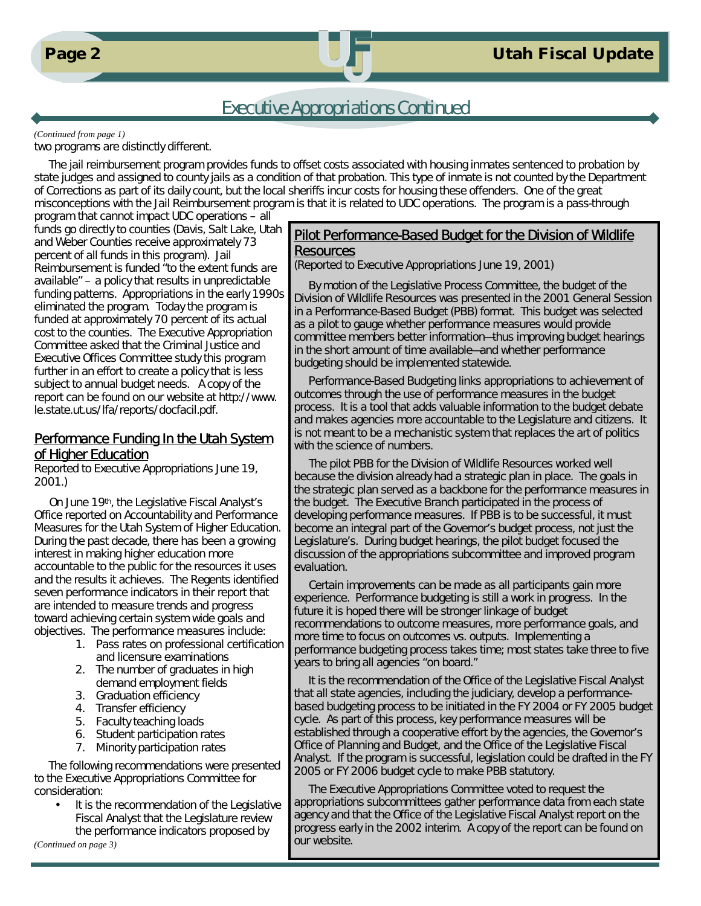## Executive Appropriations Continued

*(Continued from page 1)*

two programs are distinctly different.

The jail reimbursement program provides funds to offset costs associated with housing inmates sentenced to probation by state judges and assigned to county jails as a condition of that probation. This type of inmate is not counted by the Department of Corrections as part of its daily count, but the local sheriffs incur costs for housing these offenders. One of the great misconceptions with the Jail Reimbursement program is that it is related to UDC operations. The program is a pass-through program that cannot impact UDC operations – all funds go directly to counties (Davis, Salt Lake, Utah and Weber Counties receive approximately 73 percent of all funds in this program). Jail Reimbursement is funded "to the extent funds are available" – a policy that results in unpredictable funding patterns. Appropriations in the early 1990s eliminated the program. Today the program is funded at approximately 70 percent of its actual cost to the counties. The Executive Appropriation Committee asked that the Criminal Justice and Executive Offices Committee study this program further in an effort to create a policy that is less subject to annual budget needs. A copy of the report can be found on our website at http://www.le.state.ut.us/lfa/reports/docfacil.pdf.

### Performance Funding In the Utah System of Higher Education

Reported to Executive Appropriations June 19, 2001.)

On June 19th, the Legislative Fiscal Analyst's Office reported on Accountability and Performance Measures for the Utah System of Higher Education. During the past decade, there has been a growing interest in making higher education more accountable to the public for the resources it uses and the results it achieves. The Regents identified seven performance indicators in their report that are intended to measure trends and progress toward achieving certain system wide goals and objectives. The performance measures include:

1. Pass rates on professional certification and licensure examinations
2. The number of graduates in high demand employment fields
3. Graduation efficiency
4. Transfer efficiency
5. Faculty teaching loads
6. Student participation rates
7. Minority participation rates

The following recommendations were presented to the Executive Appropriations Committee for consideration:

- It is the recommendation of the Legislative Fiscal Analyst that the Legislature review the performance indicators proposed by

*(Continued on page 3)*

### Pilot Performance-Based Budget for the Division of Wildlife Resources

(Reported to Executive Appropriations June 19, 2001)

By motion of the Legislative Process Committee, the budget of the Division of Wildlife Resources was presented in the 2001 General Session in a Performance-Based Budget (PBB) format. This budget was selected as a pilot to gauge whether performance measures would provide committee members better information—thus improving budget hearings in the short amount of time available—and whether performance budgeting should be implemented statewide.

Performance-Based Budgeting links appropriations to achievement of outcomes through the use of performance measures in the budget process. It is a tool that adds valuable information to the budget debate and makes agencies more accountable to the Legislature and citizens. It is not meant to be a mechanistic system that replaces the art of politics with the science of numbers.

The pilot PBB for the Division of Wildlife Resources worked well because the division already had a strategic plan in place. The goals in the strategic plan served as a backbone for the performance measures in the budget. The Executive Branch participated in the process of developing performance measures. If PBB is to be successful, it must become an integral part of the Governor's budget process, not just the Legislature's. During budget hearings, the pilot budget focused the discussion of the appropriations subcommittee and improved program evaluation.

Certain improvements can be made as all participants gain more experience. Performance budgeting is still a work in progress. In the future it is hoped there will be stronger linkage of budget recommendations to outcome measures, more performance goals, and more time to focus on outcomes vs. outputs. Implementing a performance budgeting process takes time; most states take three to five years to bring all agencies "on board."

It is the recommendation of the Office of the Legislative Fiscal Analyst that all state agencies, including the judiciary, develop a performance-based budgeting process to be initiated in the FY 2004 or FY 2005 budget cycle. As part of this process, key performance measures will be established through a cooperative effort by the agencies, the Governor's Office of Planning and Budget, and the Office of the Legislative Fiscal Analyst. If the program is successful, legislation could be drafted in the FY 2005 or FY 2006 budget cycle to make PBB statutory.

The Executive Appropriations Committee voted to request the appropriations subcommittees gather performance data from each state agency and that the Office of the Legislative Fiscal Analyst report on the progress early in the 2002 interim. A copy of the report can be found on our website.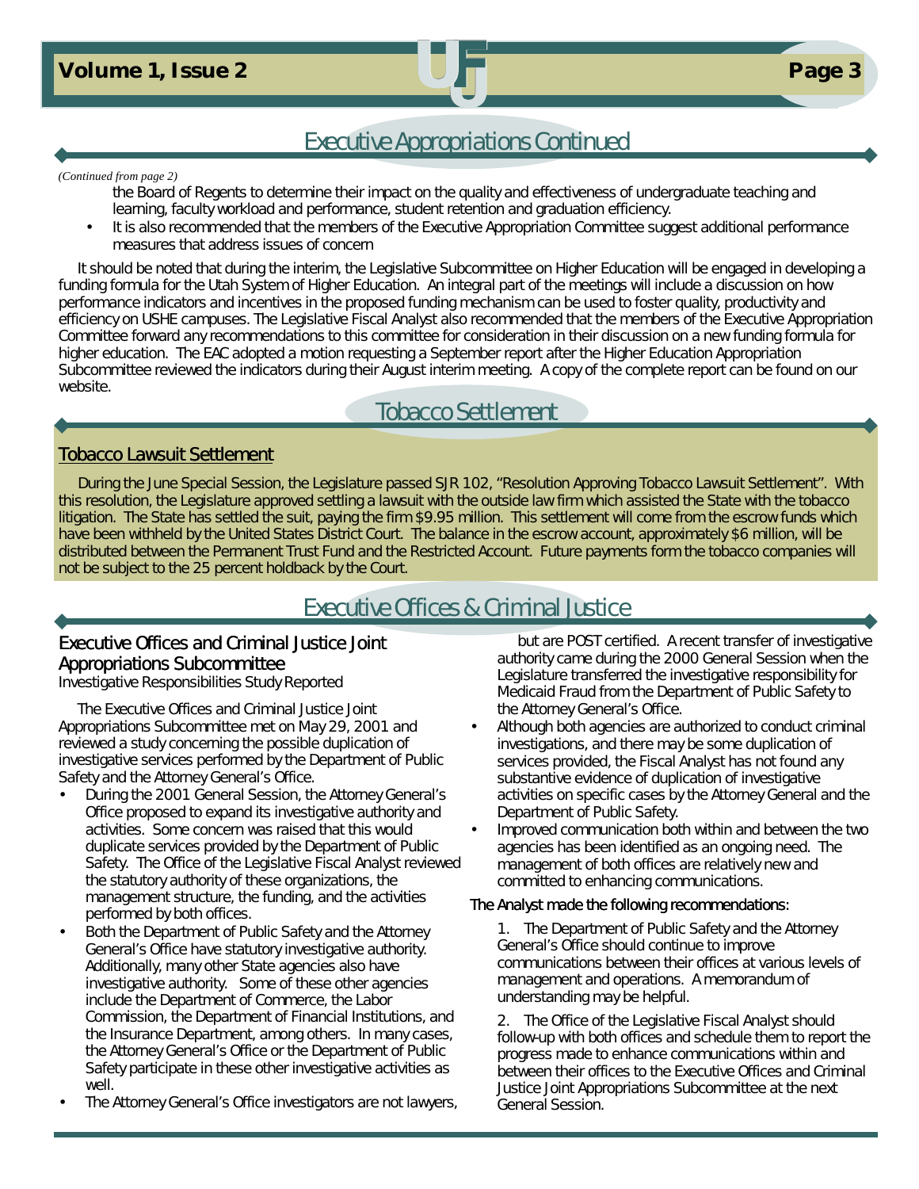## Executive Appropriations Continued

*(Continued from page 2)*

the Board of Regents to determine their impact on the quality and effectiveness of undergraduate teaching and learning, faculty workload and performance, student retention and graduation efficiency.

- It is also recommended that the members of the Executive Appropriation Committee suggest additional performance measures that address issues of concern

It should be noted that during the interim, the Legislative Subcommittee on Higher Education will be engaged in developing a funding formula for the Utah System of Higher Education. An integral part of the meetings will include a discussion on how performance indicators and incentives in the proposed funding mechanism can be used to foster quality, productivity and efficiency on USHE campuses. The Legislative Fiscal Analyst also recommended that the members of the Executive Appropriation Committee forward any recommendations to this committee for consideration in their discussion on a new funding formula for higher education. The EAC adopted a motion requesting a September report after the Higher Education Appropriation Subcommittee reviewed the indicators during their August interim meeting. A copy of the complete report can be found on our website.

## Tobacco Settlement

### Tobacco Lawsuit Settlement

During the June Special Session, the Legislature passed SJR 102, "Resolution Approving Tobacco Lawsuit Settlement". With this resolution, the Legislature approved settling a lawsuit with the outside law firm which assisted the State with the tobacco litigation. The State has settled the suit, paying the firm $9.95 million. This settlement will come from the escrow funds which have been withheld by the United States District Court. The balance in the escrow account, approximately $6 million, will be distributed between the Permanent Trust Fund and the Restricted Account. Future payments form the tobacco companies will not be subject to the 25 percent holdback by the Court.

## Executive Offices & Criminal Justice

### Executive Offices and Criminal Justice Joint Appropriations Subcommittee

Investigative Responsibilities Study Reported

The Executive Offices and Criminal Justice Joint Appropriations Subcommittee met on May 29, 2001 and reviewed a study concerning the possible duplication of investigative services performed by the Department of Public Safety and the Attorney General's Office.

- During the 2001 General Session, the Attorney General's Office proposed to expand its investigative authority and activities. Some concern was raised that this would duplicate services provided by the Department of Public Safety. The Office of the Legislative Fiscal Analyst reviewed the statutory authority of these organizations, the management structure, the funding, and the activities performed by both offices.
- Both the Department of Public Safety and the Attorney General's Office have statutory investigative authority. Additionally, many other State agencies also have investigative authority. Some of these other agencies include the Department of Commerce, the Labor Commission, the Department of Financial Institutions, and the Insurance Department, among others. In many cases, the Attorney General's Office or the Department of Public Safety participate in these other investigative activities as well.
- The Attorney General's Office investigators are not lawyers, but are POST certified. A recent transfer of investigative authority came during the 2000 General Session when the Legislature transferred the investigative responsibility for Medicaid Fraud from the Department of Public Safety to the Attorney General's Office.
- Although both agencies are authorized to conduct criminal investigations, and there may be some duplication of services provided, the Fiscal Analyst has not found any substantive evidence of duplication of investigative activities on specific cases by the Attorney General and the Department of Public Safety.
- Improved communication both within and between the two agencies has been identified as an ongoing need. The management of both offices are relatively new and committed to enhancing communications.

The Analyst made the following recommendations:

1. The Department of Public Safety and the Attorney General's Office should continue to improve communications between their offices at various levels of management and operations. A memorandum of understanding may be helpful.

2. The Office of the Legislative Fiscal Analyst should follow-up with both offices and schedule them to report the progress made to enhance communications within and between their offices to the Executive Offices and Criminal Justice Joint Appropriations Subcommittee at the next General Session.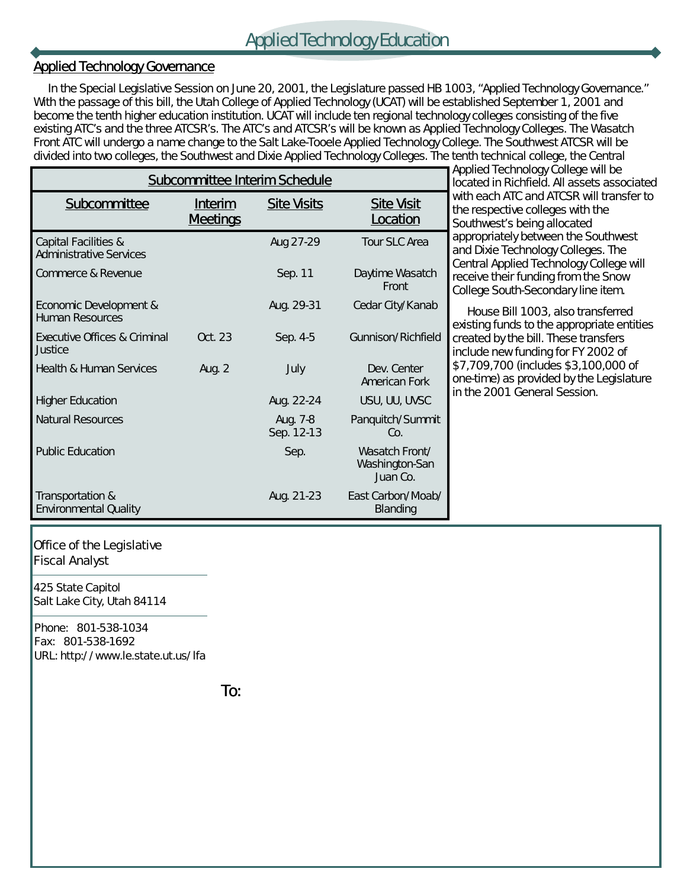# Applied Technology Education

## Applied Technology Governance

In the Special Legislative Session on June 20, 2001, the Legislature passed HB 1003, "Applied Technology Governance." With the passage of this bill, the Utah College of Applied Technology (UCAT) will be established September 1, 2001 and become the tenth higher education institution. UCAT will include ten regional technology colleges consisting of the five existing ATC's and the three ATCSR's. The ATC's and ATCSR's will be known as Applied Technology Colleges. The Wasatch Front ATC will undergo a name change to the Salt Lake-Tooele Applied Technology College. The Southwest ATCSR will be divided into two colleges, the Southwest and Dixie Applied Technology Colleges. The tenth technical college, the Central Applied Technology College will be located in Richfield. All assets associated with each ATC and ATCSR will transfer to the respective colleges with the Southwest's being allocated appropriately between the Southwest and Dixie Technology Colleges. The Central Applied Technology College will receive their funding from the Snow College South-Secondary line item.

House Bill 1003, also transferred existing funds to the appropriate entities created by the bill. These transfers include new funding for FY 2002 of $7,709,700 (includes $3,100,000 of one-time) as provided by the Legislature in the 2001 General Session.

**Subcommittee Interim Schedule**

| Subcommittee | Interim Meetings | Site Visits | Site Visit Location |
|---|---|---|---|
| Capital Facilities & Administrative Services | | Aug 27-29 | Tour SLC Area |
| Commerce & Revenue | | Sep. 11 | Daytime Wasatch Front |
| Economic Development & Human Resources | | Aug. 29-31 | Cedar City/Kanab |
| Executive Offices & Criminal Justice | Oct. 23 | Sep. 4-5 | Gunnison/Richfield |
| Health & Human Services | Aug. 2 | July | Dev. Center American Fork |
| Higher Education | | Aug. 22-24 | USU, UU, UVSC |
| Natural Resources | | Aug. 7-8<br>Sep. 12-13 | Panquitch/Summit Co. |
| Public Education | | Sep. | Wasatch Front/ Washington-San Juan Co. |
| Transportation & Environmental Quality | | Aug. 21-23 | East Carbon/Moab/ Blanding |

Office of the Legislative Fiscal Analyst

425 State Capitol
Salt Lake City, Utah 84114

Phone: 801-538-1034
Fax: 801-538-1692
URL: http://www.le.state.ut.us/lfa

To: